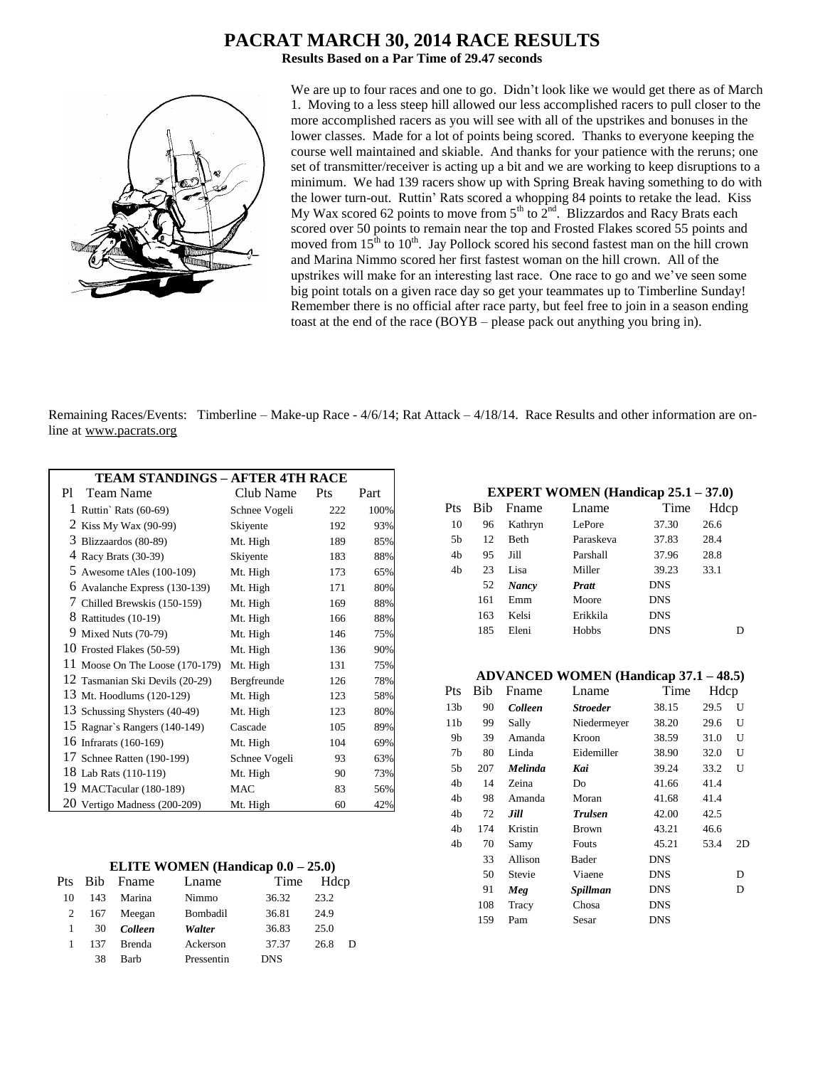# PACRAT MARCH 30, 2014 RACE RESULTS

**Results Based on a Par Time of 29.47 seconds**

We are up to four races and one to go. Didn't look like we would get there as of March 1. Moving to a less steep hill allowed our less accomplished racers to pull closer to the more accomplished racers as you will see with all of the upstrikes and bonuses in the lower classes. Made for a lot of points being scored. Thanks to everyone keeping the course well maintained and skiable. And thanks for your patience with the reruns; one set of transmitter/receiver is acting up a bit and we are working to keep disruptions to a minimum. We had 139 racers show up with Spring Break having something to do with the lower turn-out. Ruttin' Rats scored a whopping 84 points to retake the lead. Kiss My Wax scored 62 points to move from 5th to 2nd. Blizzardos and Racy Brats each scored over 50 points to remain near the top and Frosted Flakes scored 55 points and moved from 15th to 10th. Jay Pollock scored his second fastest man on the hill crown and Marina Nimmo scored her first fastest woman on the hill crown. All of the upstrikes will make for an interesting last race. One race to go and we've seen some big point totals on a given race day so get your teammates up to Timberline Sunday! Remember there is no official after race party, but feel free to join in a season ending toast at the end of the race (BOYB – please pack out anything you bring in).

Remaining Races/Events: Timberline – Make-up Race - 4/6/14; Rat Attack – 4/18/14. Race Results and other information are on-line at www.pacrats.org

### TEAM STANDINGS – AFTER 4TH RACE

| Pl | Team Name | Club Name | Pts | Part |
|---|---|---|---|---|
| 1 | Ruttin` Rats (60-69) | Schnee Vogeli | 222 | 100% |
| 2 | Kiss My Wax (90-99) | Skiyente | 192 | 93% |
| 3 | Blizzaardos (80-89) | Mt. High | 189 | 85% |
| 4 | Racy Brats (30-39) | Skiyente | 183 | 88% |
| 5 | Awesome tAles (100-109) | Mt. High | 173 | 65% |
| 6 | Avalanche Express (130-139) | Mt. High | 171 | 80% |
| 7 | Chilled Brewskis (150-159) | Mt. High | 169 | 88% |
| 8 | Rattitudes (10-19) | Mt. High | 166 | 88% |
| 9 | Mixed Nuts (70-79) | Mt. High | 146 | 75% |
| 10 | Frosted Flakes (50-59) | Mt. High | 136 | 90% |
| 11 | Moose On The Loose (170-179) | Mt. High | 131 | 75% |
| 12 | Tasmanian Ski Devils (20-29) | Bergfreunde | 126 | 78% |
| 13 | Mt. Hoodlums (120-129) | Mt. High | 123 | 58% |
| 13 | Schussing Shysters (40-49) | Mt. High | 123 | 80% |
| 15 | Ragnar`s Rangers (140-149) | Cascade | 105 | 89% |
| 16 | Infrarats (160-169) | Mt. High | 104 | 69% |
| 17 | Schnee Ratten (190-199) | Schnee Vogeli | 93 | 63% |
| 18 | Lab Rats (110-119) | Mt. High | 90 | 73% |
| 19 | MACTacular (180-189) | MAC | 83 | 56% |
| 20 | Vertigo Madness (200-209) | Mt. High | 60 | 42% |

### ELITE WOMEN (Handicap 0.0 – 25.0)

| Pts | Bib | Fname | Lname | Time | Hdcp | |
|---|---|---|---|---|---|---|
| 10 | 143 | Marina | Nimmo | 36.32 | 23.2 | |
| 2 | 167 | Meegan | Bombadil | 36.81 | 24.9 | |
| 1 | 30 | ***Colleen*** | ***Walter*** | 36.83 | 25.0 | |
| 1 | 137 | Brenda | Ackerson | 37.37 | 26.8 | D |
| | 38 | Barb | Pressentin | DNS | | |

### EXPERT WOMEN (Handicap 25.1 – 37.0)

| Pts | Bib | Fname | Lname | Time | Hdcp | |
|---|---|---|---|---|---|---|
| 10 | 96 | Kathryn | LePore | 37.30 | 26.6 | |
| 5b | 12 | Beth | Paraskeva | 37.83 | 28.4 | |
| 4b | 95 | Jill | Parshall | 37.96 | 28.8 | |
| 4b | 23 | Lisa | Miller | 39.23 | 33.1 | |
| | 52 | ***Nancy*** | ***Pratt*** | DNS | | |
| | 161 | Emm | Moore | DNS | | |
| | 163 | Kelsi | Erikkila | DNS | | |
| | 185 | Eleni | Hobbs | DNS | | D |

### ADVANCED WOMEN (Handicap 37.1 – 48.5)

| Pts | Bib | Fname | Lname | Time | Hdcp | |
|---|---|---|---|---|---|---|
| 13b | 90 | ***Colleen*** | ***Stroeder*** | 38.15 | 29.5 | U |
| 11b | 99 | Sally | Niedermeyer | 38.20 | 29.6 | U |
| 9b | 39 | Amanda | Kroon | 38.59 | 31.0 | U |
| 7b | 80 | Linda | Eidemiller | 38.90 | 32.0 | U |
| 5b | 207 | ***Melinda*** | ***Kai*** | 39.24 | 33.2 | U |
| 4b | 14 | Zeina | Do | 41.66 | 41.4 | |
| 4b | 98 | Amanda | Moran | 41.68 | 41.4 | |
| 4b | 72 | ***Jill*** | ***Trulsen*** | 42.00 | 42.5 | |
| 4b | 174 | Kristin | Brown | 43.21 | 46.6 | |
| 4b | 70 | Samy | Fouts | 45.21 | 53.4 | 2D |
| | 33 | Allison | Bader | DNS | | |
| | 50 | Stevie | Viaene | DNS | | D |
| | 91 | ***Meg*** | ***Spillman*** | DNS | | D |
| | 108 | Tracy | Chosa | DNS | | |
| | 159 | Pam | Sesar | DNS | | |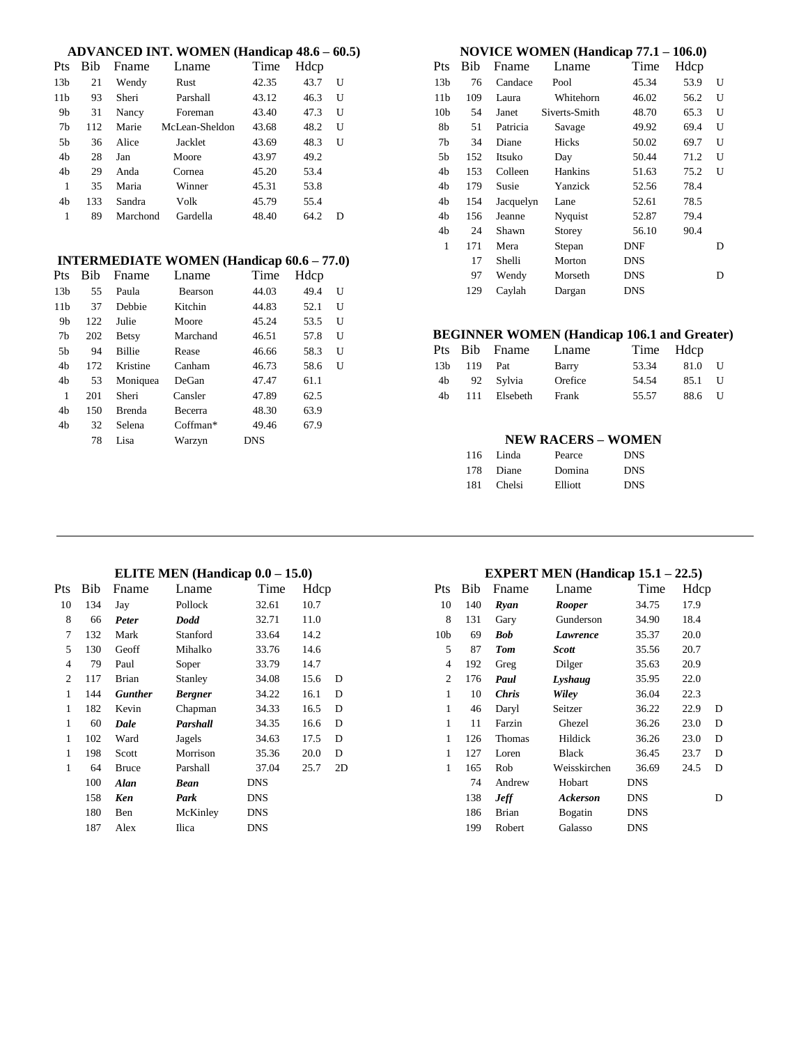### ADVANCED INT. WOMEN (Handicap 48.6 – 60.5)

| Pts | Bib | Fname | Lname | Time | Hdcp | |
|---|---|---|---|---|---|---|
| 13b | 21 | Wendy | Rust | 42.35 | 43.7 | U |
| 11b | 93 | Sheri | Parshall | 43.12 | 46.3 | U |
| 9b | 31 | Nancy | Foreman | 43.40 | 47.3 | U |
| 7b | 112 | Marie | McLean-Sheldon | 43.68 | 48.2 | U |
| 5b | 36 | Alice | Jacklet | 43.69 | 48.3 | U |
| 4b | 28 | Jan | Moore | 43.97 | 49.2 | |
| 4b | 29 | Anda | Cornea | 45.20 | 53.4 | |
| 1 | 35 | Maria | Winner | 45.31 | 53.8 | |
| 4b | 133 | Sandra | Volk | 45.79 | 55.4 | |
| 1 | 89 | Marchond | Gardella | 48.40 | 64.2 | D |

### INTERMEDIATE WOMEN (Handicap 60.6 – 77.0)

| Pts | Bib | Fname | Lname | Time | Hdcp | |
|---|---|---|---|---|---|---|
| 13b | 55 | Paula | Bearson | 44.03 | 49.4 | U |
| 11b | 37 | Debbie | Kitchin | 44.83 | 52.1 | U |
| 9b | 122 | Julie | Moore | 45.24 | 53.5 | U |
| 7b | 202 | Betsy | Marchand | 46.51 | 57.8 | U |
| 5b | 94 | Billie | Rease | 46.66 | 58.3 | U |
| 4b | 172 | Kristine | Canham | 46.73 | 58.6 | U |
| 4b | 53 | Moniquea | DeGan | 47.47 | 61.1 | |
| 1 | 201 | Sheri | Cansler | 47.89 | 62.5 | |
| 4b | 150 | Brenda | Becerra | 48.30 | 63.9 | |
| 4b | 32 | Selena | Coffman* | 49.46 | 67.9 | |
| | 78 | Lisa | Warzyn | DNS | | |

### NOVICE WOMEN (Handicap 77.1 – 106.0)

| Pts | Bib | Fname | Lname | Time | Hdcp | |
|---|---|---|---|---|---|---|
| 13b | 76 | Candace | Pool | 45.34 | 53.9 | U |
| 11b | 109 | Laura | Whitehorn | 46.02 | 56.2 | U |
| 10b | 54 | Janet | Siverts-Smith | 48.70 | 65.3 | U |
| 8b | 51 | Patricia | Savage | 49.92 | 69.4 | U |
| 7b | 34 | Diane | Hicks | 50.02 | 69.7 | U |
| 5b | 152 | Itsuko | Day | 50.44 | 71.2 | U |
| 4b | 153 | Colleen | Hankins | 51.63 | 75.2 | U |
| 4b | 179 | Susie | Yanzick | 52.56 | 78.4 | |
| 4b | 154 | Jacquelyn | Lane | 52.61 | 78.5 | |
| 4b | 156 | Jeanne | Nyquist | 52.87 | 79.4 | |
| 4b | 24 | Shawn | Storey | 56.10 | 90.4 | |
| 1 | 171 | Mera | Stepan | DNF | | D |
| | 17 | Shelli | Morton | DNS | | |
| | 97 | Wendy | Morseth | DNS | | D |
| | 129 | Caylah | Dargan | DNS | | |

### BEGINNER WOMEN (Handicap 106.1 and Greater)

| Pts | Bib | Fname | Lname | Time | Hdcp | |
|---|---|---|---|---|---|---|
| 13b | 119 | Pat | Barry | 53.34 | 81.0 | U |
| 4b | 92 | Sylvia | Orefice | 54.54 | 85.1 | U |
| 4b | 111 | Elsebeth | Frank | 55.57 | 88.6 | U |

### NEW RACERS – WOMEN

| Bib | Fname | Lname | Time |
|---|---|---|---|
| 116 | Linda | Pearce | DNS |
| 178 | Diane | Domina | DNS |
| 181 | Chelsi | Elliott | DNS |

---

### ELITE MEN (Handicap 0.0 – 15.0)

| Pts | Bib | Fname | Lname | Time | Hdcp | |
|---|---|---|---|---|---|---|
| 10 | 134 | Jay | Pollock | 32.61 | 10.7 | |
| 8 | 66 | ***Peter*** | ***Dodd*** | 32.71 | 11.0 | |
| 7 | 132 | Mark | Stanford | 33.64 | 14.2 | |
| 5 | 130 | Geoff | Mihalko | 33.76 | 14.6 | |
| 4 | 79 | Paul | Soper | 33.79 | 14.7 | |
| 2 | 117 | Brian | Stanley | 34.08 | 15.6 | D |
| 1 | 144 | ***Gunther*** | ***Bergner*** | 34.22 | 16.1 | D |
| 1 | 182 | Kevin | Chapman | 34.33 | 16.5 | D |
| 1 | 60 | ***Dale*** | ***Parshall*** | 34.35 | 16.6 | D |
| 1 | 102 | Ward | Jagels | 34.63 | 17.5 | D |
| 1 | 198 | Scott | Morrison | 35.36 | 20.0 | D |
| 1 | 64 | Bruce | Parshall | 37.04 | 25.7 | 2D |
| | 100 | ***Alan*** | ***Bean*** | DNS | | |
| | 158 | ***Ken*** | ***Park*** | DNS | | |
| | 180 | Ben | McKinley | DNS | | |
| | 187 | Alex | Ilica | DNS | | |

### EXPERT MEN (Handicap 15.1 – 22.5)

| Pts | Bib | Fname | Lname | Time | Hdcp | |
|---|---|---|---|---|---|---|
| 10 | 140 | ***Ryan*** | ***Rooper*** | 34.75 | 17.9 | |
| 8 | 131 | Gary | Gunderson | 34.90 | 18.4 | |
| 10b | 69 | ***Bob*** | ***Lawrence*** | 35.37 | 20.0 | |
| 5 | 87 | ***Tom*** | ***Scott*** | 35.56 | 20.7 | |
| 4 | 192 | Greg | Dilger | 35.63 | 20.9 | |
| 2 | 176 | ***Paul*** | ***Lyshaug*** | 35.95 | 22.0 | |
| 1 | 10 | ***Chris*** | ***Wiley*** | 36.04 | 22.3 | |
| 1 | 46 | Daryl | Seitzer | 36.22 | 22.9 | D |
| 1 | 11 | Farzin | Ghezel | 36.26 | 23.0 | D |
| 1 | 126 | Thomas | Hildick | 36.26 | 23.0 | D |
| 1 | 127 | Loren | Black | 36.45 | 23.7 | D |
| 1 | 165 | Rob | Weisskirchen | 36.69 | 24.5 | D |
| | 74 | Andrew | Hobart | DNS | | |
| | 138 | ***Jeff*** | ***Ackerson*** | DNS | | D |
| | 186 | Brian | Bogatin | DNS | | |
| | 199 | Robert | Galasso | DNS | | |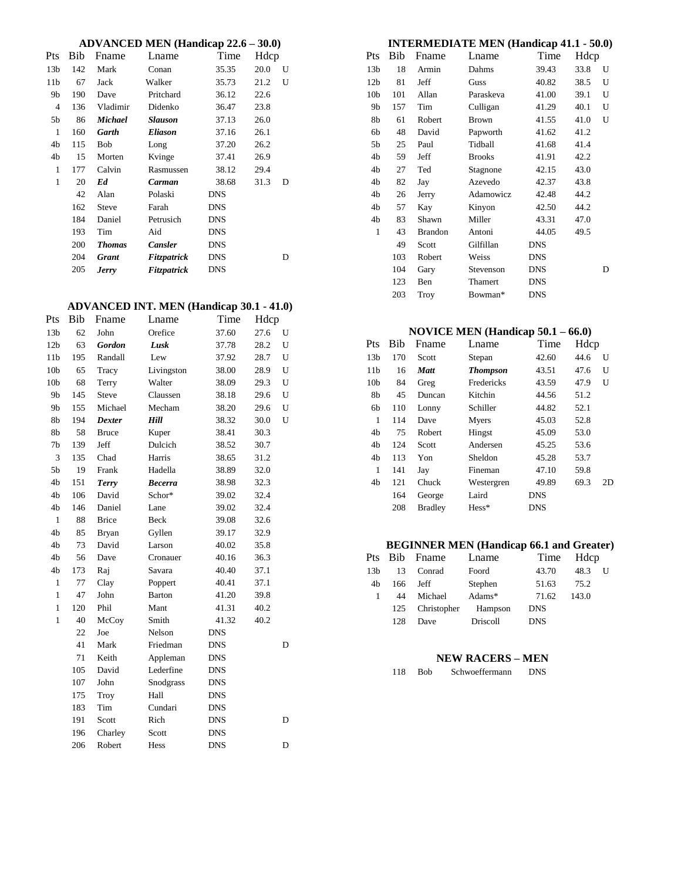### ADVANCED MEN (Handicap 22.6 – 30.0)

| Pts | Bib | Fname | Lname | Time | Hdcp | |
|---|---|---|---|---|---|---|
| 13b | 142 | Mark | Conan | 35.35 | 20.0 | U |
| 11b | 67 | Jack | Walker | 35.73 | 21.2 | U |
| 9b | 190 | Dave | Pritchard | 36.12 | 22.6 | |
| 4 | 136 | Vladimir | Didenko | 36.47 | 23.8 | |
| 5b | 86 | ***Michael*** | ***Slauson*** | 37.13 | 26.0 | |
| 1 | 160 | ***Garth*** | ***Eliason*** | 37.16 | 26.1 | |
| 4b | 115 | Bob | Long | 37.20 | 26.2 | |
| 4b | 15 | Morten | Kvinge | 37.41 | 26.9 | |
| 1 | 177 | Calvin | Rasmussen | 38.12 | 29.4 | |
| 1 | 20 | ***Ed*** | ***Carman*** | 38.68 | 31.3 | D |
| | 42 | Alan | Polaski | DNS | | |
| | 162 | Steve | Farah | DNS | | |
| | 184 | Daniel | Petrusich | DNS | | |
| | 193 | Tim | Aid | DNS | | |
| | 200 | ***Thomas*** | ***Cansler*** | DNS | | |
| | 204 | ***Grant*** | ***Fitzpatrick*** | DNS | | D |
| | 205 | ***Jerry*** | ***Fitzpatrick*** | DNS | | |

### ADVANCED INT. MEN (Handicap 30.1 - 41.0)

| Pts | Bib | Fname | Lname | Time | Hdcp | |
|---|---|---|---|---|---|---|
| 13b | 62 | John | Orefice | 37.60 | 27.6 | U |
| 12b | 63 | ***Gordon*** | ***Lusk*** | 37.78 | 28.2 | U |
| 11b | 195 | Randall | Lew | 37.92 | 28.7 | U |
| 10b | 65 | Tracy | Livingston | 38.00 | 28.9 | U |
| 10b | 68 | Terry | Walter | 38.09 | 29.3 | U |
| 9b | 145 | Steve | Claussen | 38.18 | 29.6 | U |
| 9b | 155 | Michael | Mecham | 38.20 | 29.6 | U |
| 8b | 194 | ***Dexter*** | ***Hill*** | 38.32 | 30.0 | U |
| 8b | 58 | Bruce | Kuper | 38.41 | 30.3 | |
| 7b | 139 | Jeff | Dulcich | 38.52 | 30.7 | |
| 3 | 135 | Chad | Harris | 38.65 | 31.2 | |
| 5b | 19 | Frank | Hadella | 38.89 | 32.0 | |
| 4b | 151 | ***Terry*** | ***Becerra*** | 38.98 | 32.3 | |
| 4b | 106 | David | Schor* | 39.02 | 32.4 | |
| 4b | 146 | Daniel | Lane | 39.02 | 32.4 | |
| 1 | 88 | Brice | Beck | 39.08 | 32.6 | |
| 4b | 85 | Bryan | Gyllen | 39.17 | 32.9 | |
| 4b | 73 | David | Larson | 40.02 | 35.8 | |
| 4b | 56 | Dave | Cronauer | 40.16 | 36.3 | |
| 4b | 173 | Raj | Savara | 40.40 | 37.1 | |
| 1 | 77 | Clay | Poppert | 40.41 | 37.1 | |
| 1 | 47 | John | Barton | 41.20 | 39.8 | |
| 1 | 120 | Phil | Mant | 41.31 | 40.2 | |
| 1 | 40 | McCoy | Smith | 41.32 | 40.2 | |
| | 22 | Joe | Nelson | DNS | | |
| | 41 | Mark | Friedman | DNS | | D |
| | 71 | Keith | Appleman | DNS | | |
| | 105 | David | Lederfine | DNS | | |
| | 107 | John | Snodgrass | DNS | | |
| | 175 | Troy | Hall | DNS | | |
| | 183 | Tim | Cundari | DNS | | |
| | 191 | Scott | Rich | DNS | | D |
| | 196 | Charley | Scott | DNS | | |
| | 206 | Robert | Hess | DNS | | D |

### INTERMEDIATE MEN (Handicap 41.1 - 50.0)

| Pts | Bib | Fname | Lname | Time | Hdcp | |
|---|---|---|---|---|---|---|
| 13b | 18 | Armin | Dahms | 39.43 | 33.8 | U |
| 12b | 81 | Jeff | Guss | 40.82 | 38.5 | U |
| 10b | 101 | Allan | Paraskeva | 41.00 | 39.1 | U |
| 9b | 157 | Tim | Culligan | 41.29 | 40.1 | U |
| 8b | 61 | Robert | Brown | 41.55 | 41.0 | U |
| 6b | 48 | David | Papworth | 41.62 | 41.2 | |
| 5b | 25 | Paul | Tidball | 41.68 | 41.4 | |
| 4b | 59 | Jeff | Brooks | 41.91 | 42.2 | |
| 4b | 27 | Ted | Stagnone | 42.15 | 43.0 | |
| 4b | 82 | Jay | Azevedo | 42.37 | 43.8 | |
| 4b | 26 | Jerry | Adamowicz | 42.48 | 44.2 | |
| 4b | 57 | Kay | Kinyon | 42.50 | 44.2 | |
| 4b | 83 | Shawn | Miller | 43.31 | 47.0 | |
| 1 | 43 | Brandon | Antoni | 44.05 | 49.5 | |
| | 49 | Scott | Gilfillan | DNS | | |
| | 103 | Robert | Weiss | DNS | | |
| | 104 | Gary | Stevenson | DNS | | D |
| | 123 | Ben | Thamert | DNS | | |
| | 203 | Troy | Bowman* | DNS | | |

### NOVICE MEN (Handicap 50.1 – 66.0)

| Pts | Bib | Fname | Lname | Time | Hdcp | |
|---|---|---|---|---|---|---|
| 13b | 170 | Scott | Stepan | 42.60 | 44.6 | U |
| 11b | 16 | ***Matt*** | ***Thompson*** | 43.51 | 47.6 | U |
| 10b | 84 | Greg | Fredericks | 43.59 | 47.9 | U |
| 8b | 45 | Duncan | Kitchin | 44.56 | 51.2 | |
| 6b | 110 | Lonny | Schiller | 44.82 | 52.1 | |
| 1 | 114 | Dave | Myers | 45.03 | 52.8 | |
| 4b | 75 | Robert | Hingst | 45.09 | 53.0 | |
| 4b | 124 | Scott | Andersen | 45.25 | 53.6 | |
| 4b | 113 | Yon | Sheldon | 45.28 | 53.7 | |
| 1 | 141 | Jay | Fineman | 47.10 | 59.8 | |
| 4b | 121 | Chuck | Westergren | 49.89 | 69.3 | 2D |
| | 164 | George | Laird | DNS | | |
| | 208 | Bradley | Hess* | DNS | | |

### BEGINNER MEN (Handicap 66.1 and Greater)

| Pts | Bib | Fname | Lname | Time | Hdcp | |
|---|---|---|---|---|---|---|
| 13b | 13 | Conrad | Foord | 43.70 | 48.3 | U |
| 4b | 166 | Jeff | Stephen | 51.63 | 75.2 | |
| 1 | 44 | Michael | Adams* | 71.62 | 143.0 | |
| | 125 | Christopher | Hampson | DNS | | |
| | 128 | Dave | Driscoll | DNS | | |

### NEW RACERS – MEN

| Bib | Fname | Lname | Time |
|---|---|---|---|
| 118 | Bob | Schwoeffermann | DNS |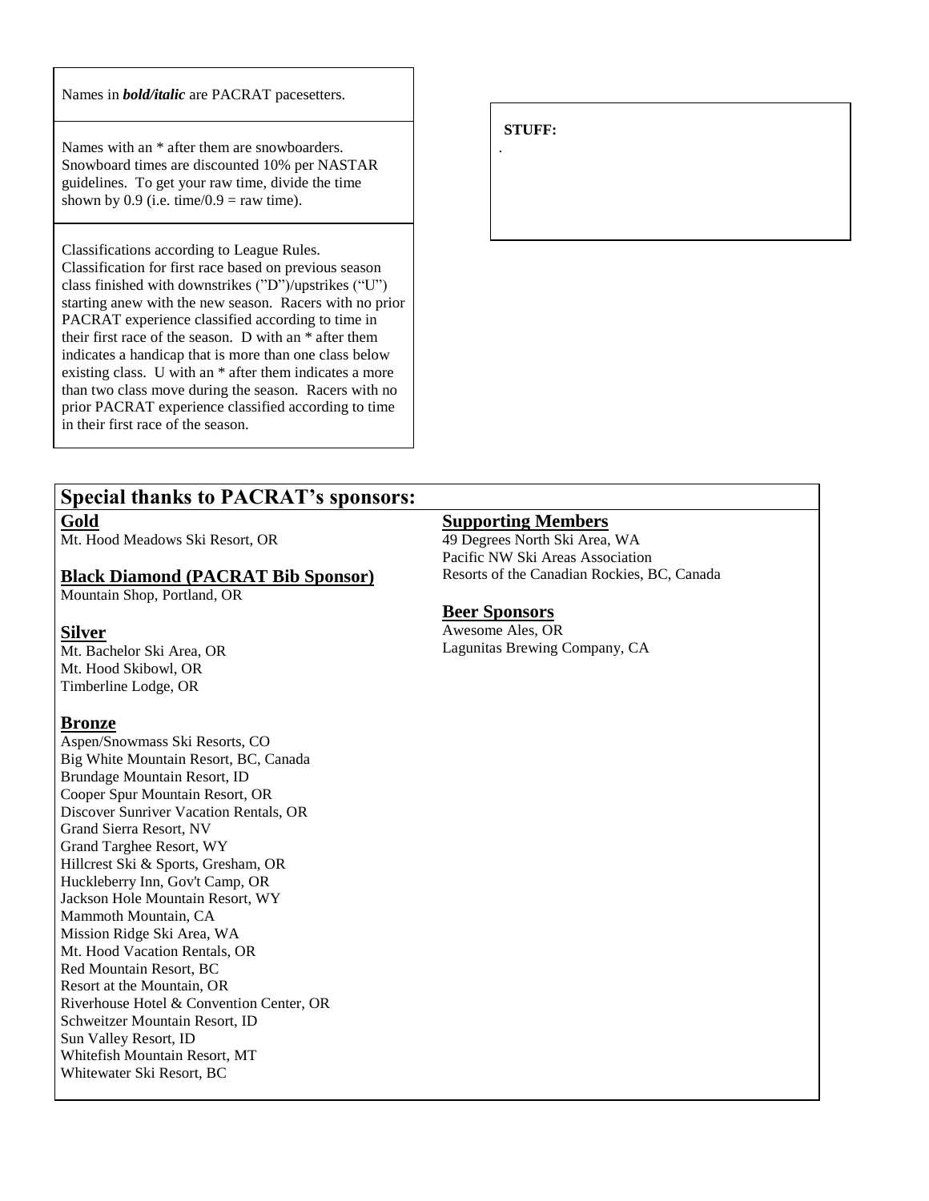Names in ***bold/italic*** are PACRAT pacesetters.

Names with an * after them are snowboarders. Snowboard times are discounted 10% per NASTAR guidelines. To get your raw time, divide the time shown by 0.9 (i.e. time/0.9 = raw time).

Classifications according to League Rules. Classification for first race based on previous season class finished with downstrikes ("D")/upstrikes ("U") starting anew with the new season. Racers with no prior PACRAT experience classified according to time in their first race of the season. D with an * after them indicates a handicap that is more than one class below existing class. U with an * after them indicates a more than two class move during the season. Racers with no prior PACRAT experience classified according to time in their first race of the season.

**STUFF:**

.

## Special thanks to PACRAT's sponsors:

### Gold

Mt. Hood Meadows Ski Resort, OR

### Black Diamond (PACRAT Bib Sponsor)

Mountain Shop, Portland, OR

### Silver

Mt. Bachelor Ski Area, OR
Mt. Hood Skibowl, OR
Timberline Lodge, OR

### Bronze

Aspen/Snowmass Ski Resorts, CO
Big White Mountain Resort, BC, Canada
Brundage Mountain Resort, ID
Cooper Spur Mountain Resort, OR
Discover Sunriver Vacation Rentals, OR
Grand Sierra Resort, NV
Grand Targhee Resort, WY
Hillcrest Ski & Sports, Gresham, OR
Huckleberry Inn, Gov't Camp, OR
Jackson Hole Mountain Resort, WY
Mammoth Mountain, CA
Mission Ridge Ski Area, WA
Mt. Hood Vacation Rentals, OR
Red Mountain Resort, BC
Resort at the Mountain, OR
Riverhouse Hotel & Convention Center, OR
Schweitzer Mountain Resort, ID
Sun Valley Resort, ID
Whitefish Mountain Resort, MT
Whitewater Ski Resort, BC

### Supporting Members

49 Degrees North Ski Area, WA
Pacific NW Ski Areas Association
Resorts of the Canadian Rockies, BC, Canada

### Beer Sponsors

Awesome Ales, OR
Lagunitas Brewing Company, CA